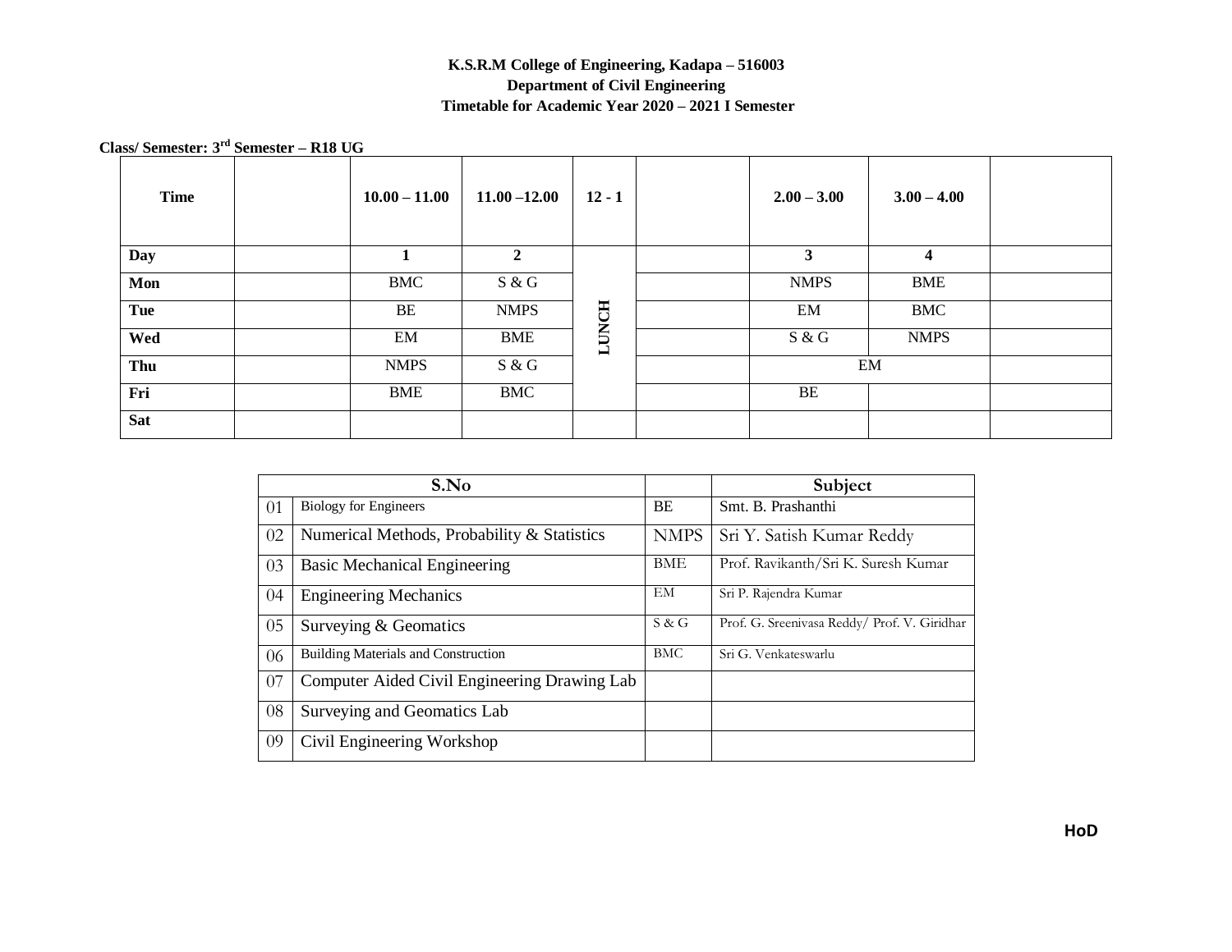**K.S.R.M College of Engineering, Kadapa – 516003**
**Department of Civil Engineering**
**Timetable for Academic Year 2020 – 2021 I Semester**

**Class/ Semester: 3rd Semester – R18 UG**

| Time | | 10.00 – 11.00 | 11.00 –12.00 | 12 - 1 | | 2.00 – 3.00 | 3.00 – 4.00 | |
|---|---|---|---|---|---|---|---|---|
| Day | | 1 | 2 | LUNCH | | 3 | 4 | |
| Mon | | BMC | S & G | | | NMPS | BME | |
| Tue | | BE | NMPS | | | EM | BMC | |
| Wed | | EM | BME | | | S & G | NMPS | |
| Thu | | NMPS | S & G | | | EM | | |
| Fri | | BME | BMC | | | BE | | |
| Sat | | | | | | | | |

| S.No | | | Subject |
|---|---|---|---|
| 01 | Biology for Engineers | BE | Smt. B. Prashanthi |
| 02 | Numerical Methods, Probability & Statistics | NMPS | Sri Y. Satish Kumar Reddy |
| 03 | Basic Mechanical Engineering | BME | Prof. Ravikanth/Sri K. Suresh Kumar |
| 04 | Engineering Mechanics | EM | Sri P. Rajendra Kumar |
| 05 | Surveying & Geomatics | S & G | Prof. G. Sreenivasa Reddy/ Prof. V. Giridhar |
| 06 | Building Materials and Construction | BMC | Sri G. Venkateswarlu |
| 07 | Computer Aided Civil Engineering Drawing Lab | | |
| 08 | Surveying and Geomatics Lab | | |
| 09 | Civil Engineering Workshop | | |

**HoD**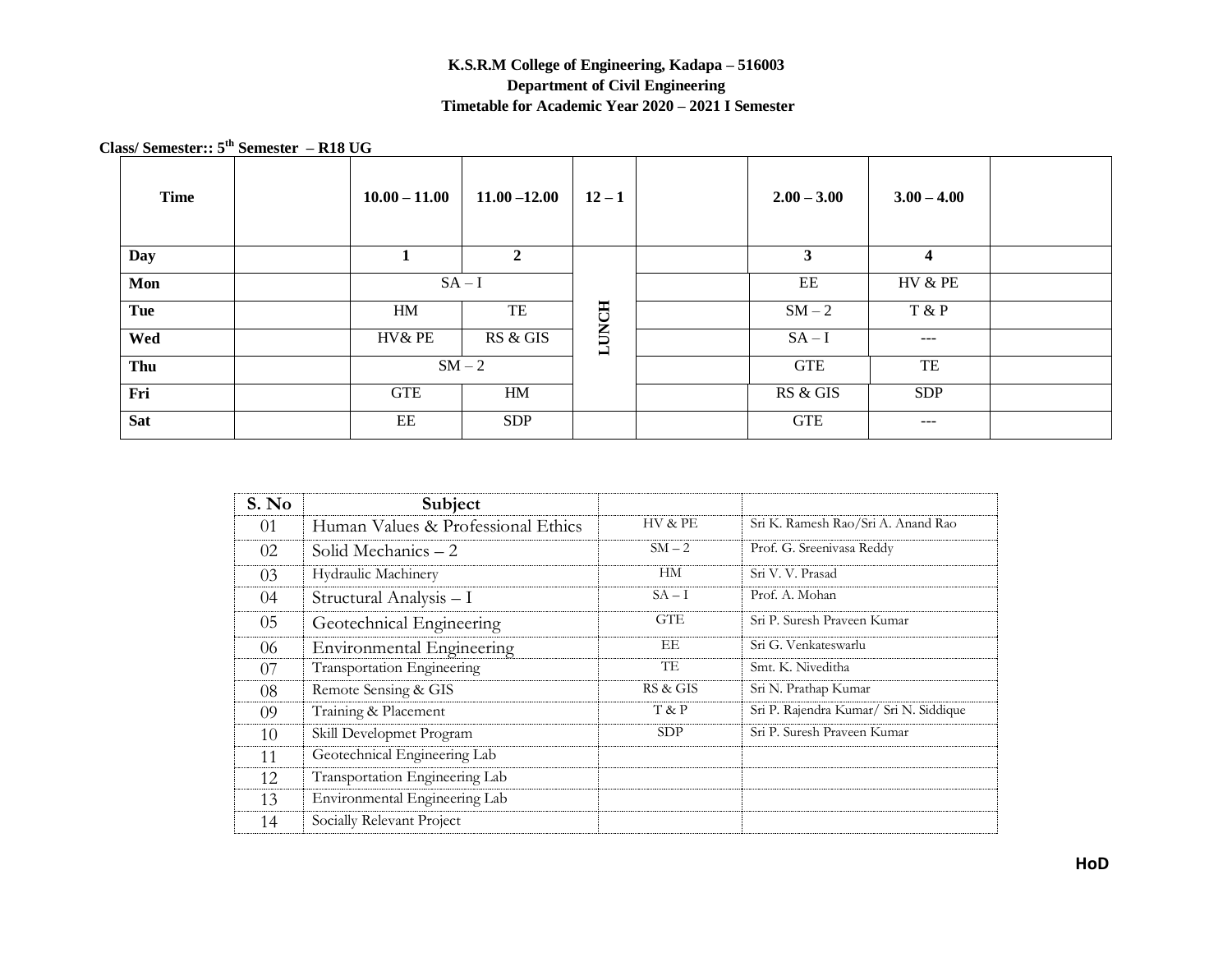**K.S.R.M College of Engineering, Kadapa – 516003**
**Department of Civil Engineering**
**Timetable for Academic Year 2020 – 2021 I Semester**

**Class/ Semester:: 5th Semester – R18 UG**

| Time | | 10.00 – 11.00 | 11.00 –12.00 | 12 – 1 | | 2.00 – 3.00 | 3.00 – 4.00 | |
|---|---|---|---|---|---|---|---|---|
| **Day** | | **1** | **2** | | | **3** | **4** | |
| **Mon** | | SA – I | | LUNCH | | EE | HV & PE | |
| **Tue** | | HM | TE | | | SM – 2 | T & P | |
| **Wed** | | HV& PE | RS & GIS | | | SA – I | --- | |
| **Thu** | | SM – 2 | | | | GTE | TE | |
| **Fri** | | GTE | HM | | | RS & GIS | SDP | |
| **Sat** | | EE | SDP | | | GTE | --- | |

| S. No | Subject | | |
|---|---|---|---|
| 01 | Human Values & Professional Ethics | HV & PE | Sri K. Ramesh Rao/Sri A. Anand Rao |
| 02 | Solid Mechanics – 2 | SM – 2 | Prof. G. Sreenivasa Reddy |
| 03 | Hydraulic Machinery | HM | Sri V. V. Prasad |
| 04 | Structural Analysis – I | SA – I | Prof. A. Mohan |
| 05 | Geotechnical Engineering | GTE | Sri P. Suresh Praveen Kumar |
| 06 | Environmental Engineering | EE | Sri G. Venkateswarlu |
| 07 | Transportation Engineering | TE | Smt. K. Niveditha |
| 08 | Remote Sensing & GIS | RS & GIS | Sri N. Prathap Kumar |
| 09 | Training & Placement | T & P | Sri P. Rajendra Kumar/ Sri N. Siddique |
| 10 | Skill Developmet Program | SDP | Sri P. Suresh Praveen Kumar |
| 11 | Geotechnical Engineering Lab | | |
| 12 | Transportation Engineering Lab | | |
| 13 | Environmental Engineering Lab | | |
| 14 | Socially Relevant Project | | |

**HoD**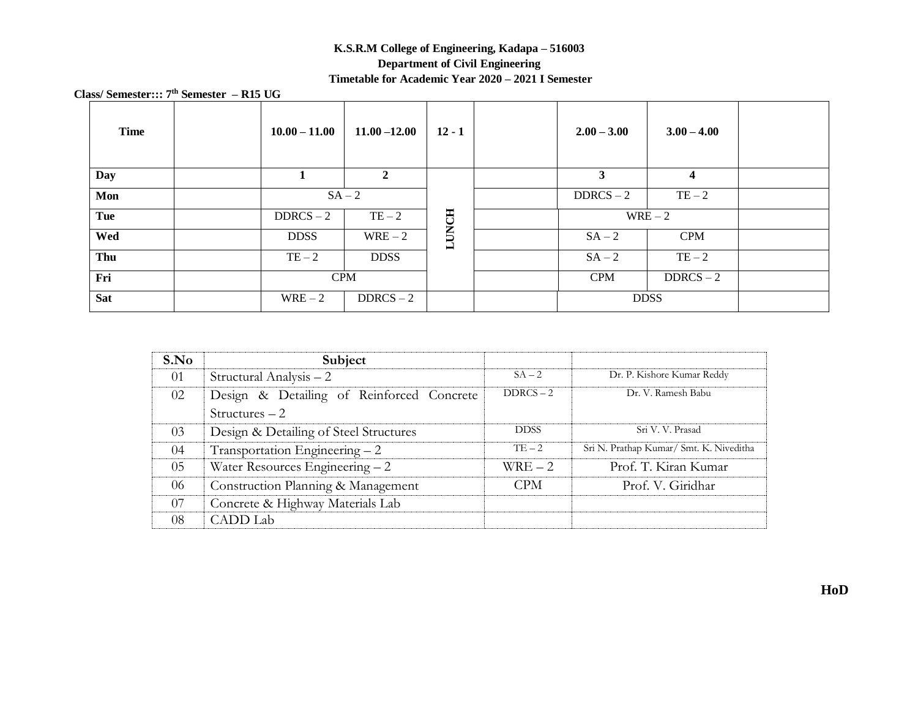**K.S.R.M College of Engineering, Kadapa – 516003**

**Department of Civil Engineering**

**Timetable for Academic Year 2020 – 2021 I Semester**

**Class/ Semester::: 7th Semester – R15 UG**

| Time | | 10.00 – 11.00 | 11.00 –12.00 | 12 - 1 | | 2.00 – 3.00 | 3.00 – 4.00 | |
|---|---|---|---|---|---|---|---|---|
| Day | | 1 | 2 | LUNCH | | 3 | 4 | |
| Mon | | SA – 2 | | | | DDRCS – 2 | TE – 2 | |
| Tue | | DDRCS – 2 | TE – 2 | | | WRE – 2 | | |
| Wed | | DDSS | WRE – 2 | | | SA – 2 | CPM | |
| Thu | | TE – 2 | DDSS | | | SA – 2 | TE – 2 | |
| Fri | | CPM | | | | CPM | DDRCS – 2 | |
| Sat | | WRE – 2 | DDRCS – 2 | | | DDSS | | |

| S.No | Subject | | |
|---|---|---|---|
| 01 | Structural Analysis – 2 | SA – 2 | Dr. P. Kishore Kumar Reddy |
| 02 | Design & Detailing of Reinforced Concrete Structures – 2 | DDRCS – 2 | Dr. V. Ramesh Babu |
| 03 | Design & Detailing of Steel Structures | DDSS | Sri V. V. Prasad |
| 04 | Transportation Engineering – 2 | TE – 2 | Sri N. Prathap Kumar/ Smt. K. Niveditha |
| 05 | Water Resources Engineering – 2 | WRE – 2 | Prof. T. Kiran Kumar |
| 06 | Construction Planning & Management | CPM | Prof. V. Giridhar |
| 07 | Concrete & Highway Materials Lab | | |
| 08 | CADD Lab | | |

**HoD**